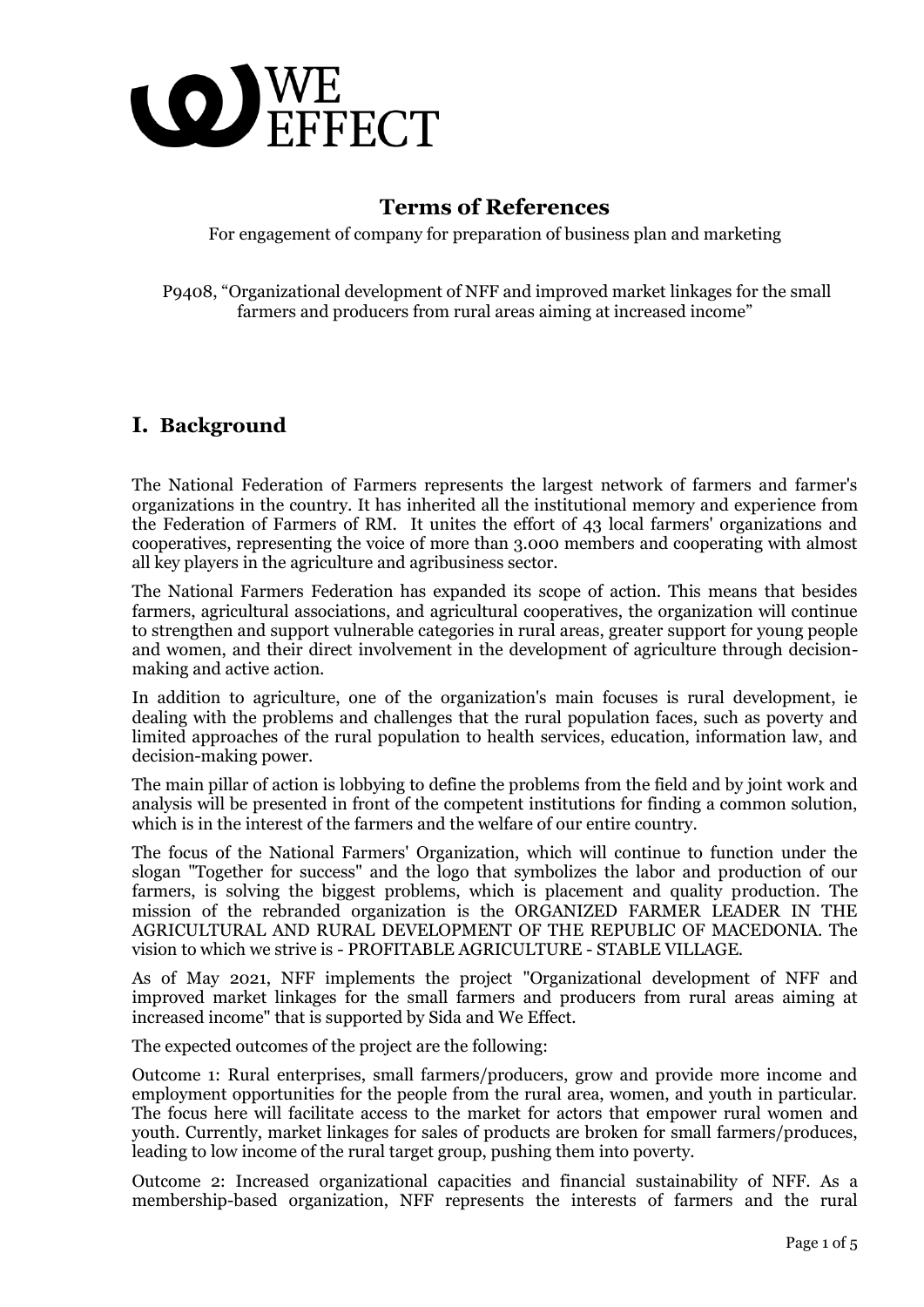WE EFFECT

# Terms of References

For engagement of company for preparation of business plan and marketing

P9408, "Organizational development of NFF and improved market linkages for the small farmers and producers from rural areas aiming at increased income"

## I. Background

The National Federation of Farmers represents the largest network of farmers and farmer's organizations in the country. It has inherited all the institutional memory and experience from the Federation of Farmers of RM. It unites the effort of 43 local farmers' organizations and cooperatives, representing the voice of more than 3.000 members and cooperating with almost all key players in the agriculture and agribusiness sector.

The National Farmers Federation has expanded its scope of action. This means that besides farmers, agricultural associations, and agricultural cooperatives, the organization will continue to strengthen and support vulnerable categories in rural areas, greater support for young people and women, and their direct involvement in the development of agriculture through decision-making and active action.

In addition to agriculture, one of the organization's main focuses is rural development, ie dealing with the problems and challenges that the rural population faces, such as poverty and limited approaches of the rural population to health services, education, information law, and decision-making power.

The main pillar of action is lobbying to define the problems from the field and by joint work and analysis will be presented in front of the competent institutions for finding a common solution, which is in the interest of the farmers and the welfare of our entire country.

The focus of the National Farmers' Organization, which will continue to function under the slogan "Together for success" and the logo that symbolizes the labor and production of our farmers, is solving the biggest problems, which is placement and quality production. The mission of the rebranded organization is the ORGANIZED FARMER LEADER IN THE AGRICULTURAL AND RURAL DEVELOPMENT OF THE REPUBLIC OF MACEDONIA. The vision to which we strive is - PROFITABLE AGRICULTURE - STABLE VILLAGE.

As of May 2021, NFF implements the project "Organizational development of NFF and improved market linkages for the small farmers and producers from rural areas aiming at increased income" that is supported by Sida and We Effect.

The expected outcomes of the project are the following:

Outcome 1: Rural enterprises, small farmers/producers, grow and provide more income and employment opportunities for the people from the rural area, women, and youth in particular. The focus here will facilitate access to the market for actors that empower rural women and youth. Currently, market linkages for sales of products are broken for small farmers/produces, leading to low income of the rural target group, pushing them into poverty.

Outcome 2: Increased organizational capacities and financial sustainability of NFF. As a membership-based organization, NFF represents the interests of farmers and the rural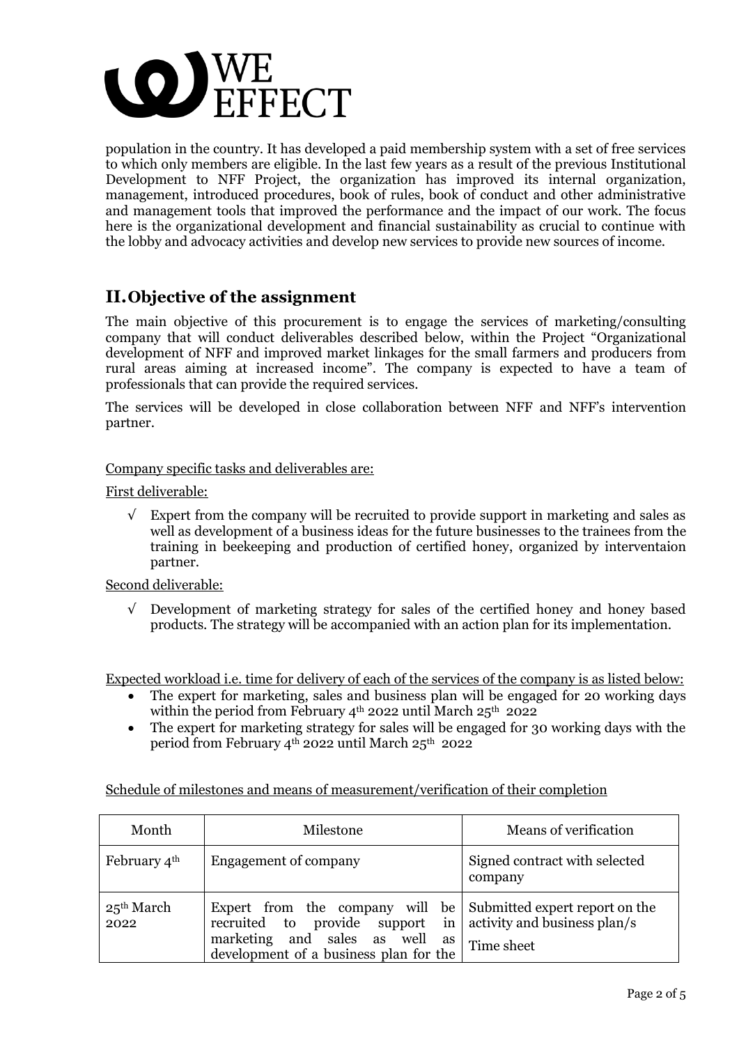population in the country. It has developed a paid membership system with a set of free services to which only members are eligible. In the last few years as a result of the previous Institutional Development to NFF Project, the organization has improved its internal organization, management, introduced procedures, book of rules, book of conduct and other administrative and management tools that improved the performance and the impact of our work. The focus here is the organizational development and financial sustainability as crucial to continue with the lobby and advocacy activities and develop new services to provide new sources of income.

## II. Objective of the assignment

The main objective of this procurement is to engage the services of marketing/consulting company that will conduct deliverables described below, within the Project "Organizational development of NFF and improved market linkages for the small farmers and producers from rural areas aiming at increased income". The company is expected to have a team of professionals that can provide the required services.

The services will be developed in close collaboration between NFF and NFF's intervention partner.

Company specific tasks and deliverables are:

First deliverable:

- √ Expert from the company will be recruited to provide support in marketing and sales as well as development of a business ideas for the future businesses to the trainees from the training in beekeeping and production of certified honey, organized by interventaion partner.

Second deliverable:

- √ Development of marketing strategy for sales of the certified honey and honey based products. The strategy will be accompanied with an action plan for its implementation.

Expected workload i.e. time for delivery of each of the services of the company is as listed below:

- The expert for marketing, sales and business plan will be engaged for 20 working days within the period from February 4th 2022 until March 25th 2022
- The expert for marketing strategy for sales will be engaged for 30 working days with the period from February 4th 2022 until March 25th 2022

Schedule of milestones and means of measurement/verification of their completion

| Month | Milestone | Means of verification |
|---|---|---|
| February 4th | Engagement of company | Signed contract with selected company |
| 25th March 2022 | Expert from the company will be recruited to provide support in marketing and sales as well as development of a business plan for the | Submitted expert report on the activity and business plan/s<br>Time sheet |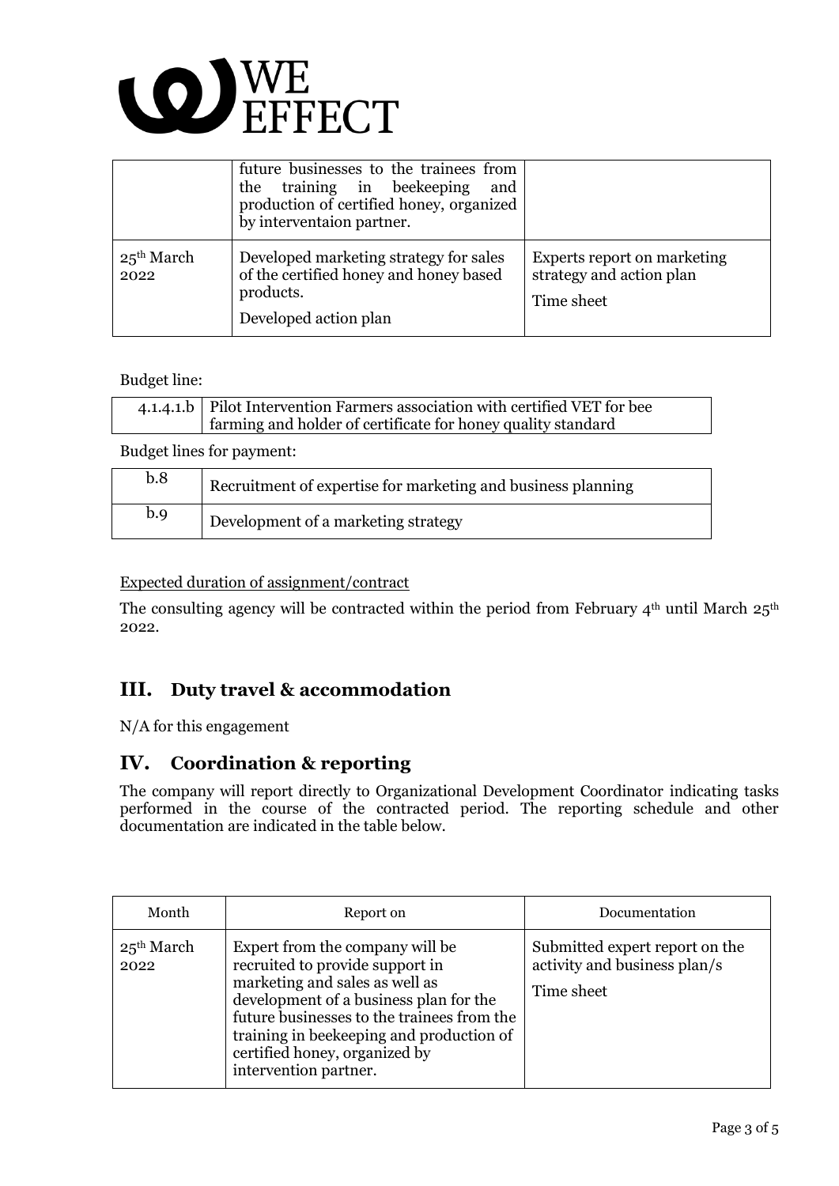|  | future businesses to the trainees from the training in beekeeping and production of certified honey, organized by interventaion partner. |  |
|---|---|---|
| 25th March 2022 | Developed marketing strategy for sales of the certified honey and honey based products.<br><br>Developed action plan | Experts report on marketing strategy and action plan<br><br>Time sheet |

Budget line:

| 4.1.4.1.b | Pilot Intervention Farmers association with certified VET for bee farming and holder of certificate for honey quality standard |
|---|---|

Budget lines for payment:

| b.8 | Recruitment of expertise for marketing and business planning |
|---|---|
| b.9 | Development of a marketing strategy |

Expected duration of assignment/contract

The consulting agency will be contracted within the period from February 4th until March 25th 2022.

## III. Duty travel & accommodation

N/A for this engagement

## IV. Coordination & reporting

The company will report directly to Organizational Development Coordinator indicating tasks performed in the course of the contracted period. The reporting schedule and other documentation are indicated in the table below.

| Month | Report on | Documentation |
|---|---|---|
| 25th March 2022 | Expert from the company will be recruited to provide support in marketing and sales as well as development of a business plan for the future businesses to the trainees from the training in beekeeping and production of certified honey, organized by intervention partner. | Submitted expert report on the activity and business plan/s<br><br>Time sheet |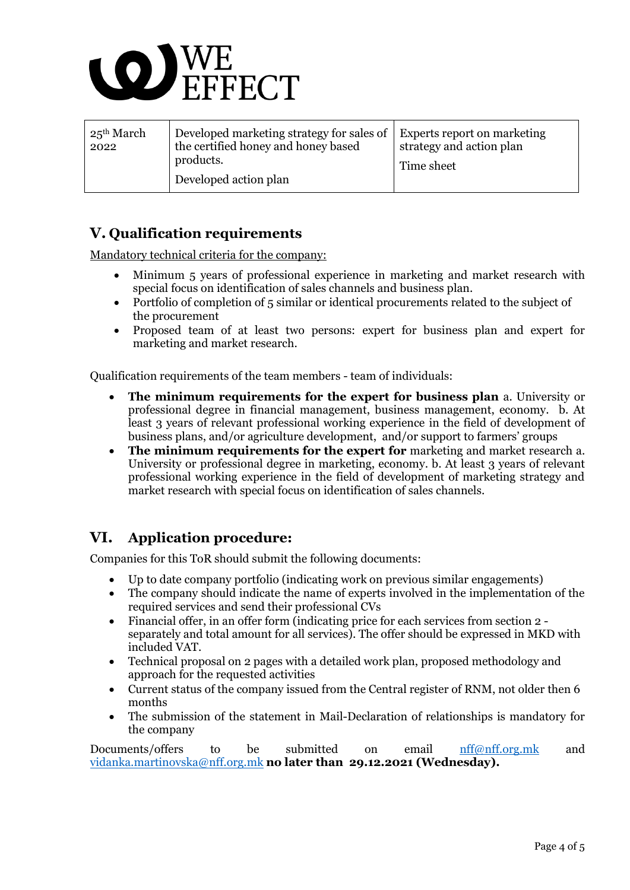| 25th March 2022 | Developed marketing strategy for sales of the certified honey and honey based products.<br>Developed action plan | Experts report on marketing strategy and action plan<br>Time sheet |
|---|---|---|

## V. Qualification requirements

Mandatory technical criteria for the company:

- Minimum 5 years of professional experience in marketing and market research with special focus on identification of sales channels and business plan.
- Portfolio of completion of 5 similar or identical procurements related to the subject of the procurement
- Proposed team of at least two persons: expert for business plan and expert for marketing and market research.

Qualification requirements of the team members - team of individuals:

- **The minimum requirements for the expert for business plan** a. University or professional degree in financial management, business management, economy. b. At least 3 years of relevant professional working experience in the field of development of business plans, and/or agriculture development, and/or support to farmers' groups
- **The minimum requirements for the expert for** marketing and market research a. University or professional degree in marketing, economy. b. At least 3 years of relevant professional working experience in the field of development of marketing strategy and market research with special focus on identification of sales channels.

## VI. Application procedure:

Companies for this ToR should submit the following documents:

- Up to date company portfolio (indicating work on previous similar engagements)
- The company should indicate the name of experts involved in the implementation of the required services and send their professional CVs
- Financial offer, in an offer form (indicating price for each services from section 2 - separately and total amount for all services). The offer should be expressed in MKD with included VAT.
- Technical proposal on 2 pages with a detailed work plan, proposed methodology and approach for the requested activities
- Current status of the company issued from the Central register of RNM, not older then 6 months
- The submission of the statement in Mail-Declaration of relationships is mandatory for the company

Documents/offers to be submitted on email nff@nff.org.mk and vidanka.martinovska@nff.org.mk **no later than 29.12.2021 (Wednesday).**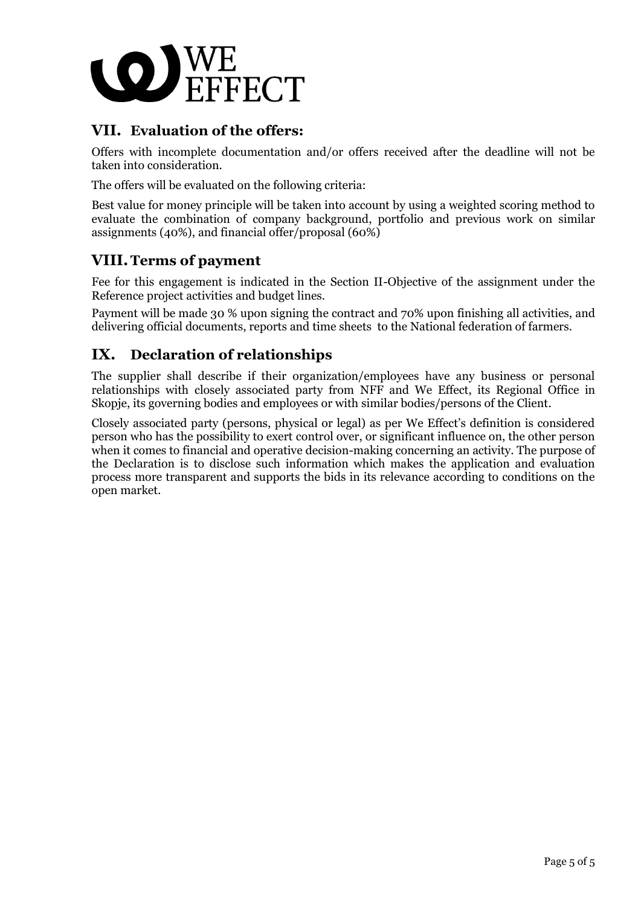## VII. Evaluation of the offers:

Offers with incomplete documentation and/or offers received after the deadline will not be taken into consideration.

The offers will be evaluated on the following criteria:

Best value for money principle will be taken into account by using a weighted scoring method to evaluate the combination of company background, portfolio and previous work on similar assignments (40%), and financial offer/proposal (60%)

## VIII. Terms of payment

Fee for this engagement is indicated in the Section II-Objective of the assignment under the Reference project activities and budget lines.

Payment will be made 30 % upon signing the contract and 70% upon finishing all activities, and delivering official documents, reports and time sheets to the National federation of farmers.

## IX. Declaration of relationships

The supplier shall describe if their organization/employees have any business or personal relationships with closely associated party from NFF and We Effect, its Regional Office in Skopje, its governing bodies and employees or with similar bodies/persons of the Client.

Closely associated party (persons, physical or legal) as per We Effect's definition is considered person who has the possibility to exert control over, or significant influence on, the other person when it comes to financial and operative decision-making concerning an activity. The purpose of the Declaration is to disclose such information which makes the application and evaluation process more transparent and supports the bids in its relevance according to conditions on the open market.